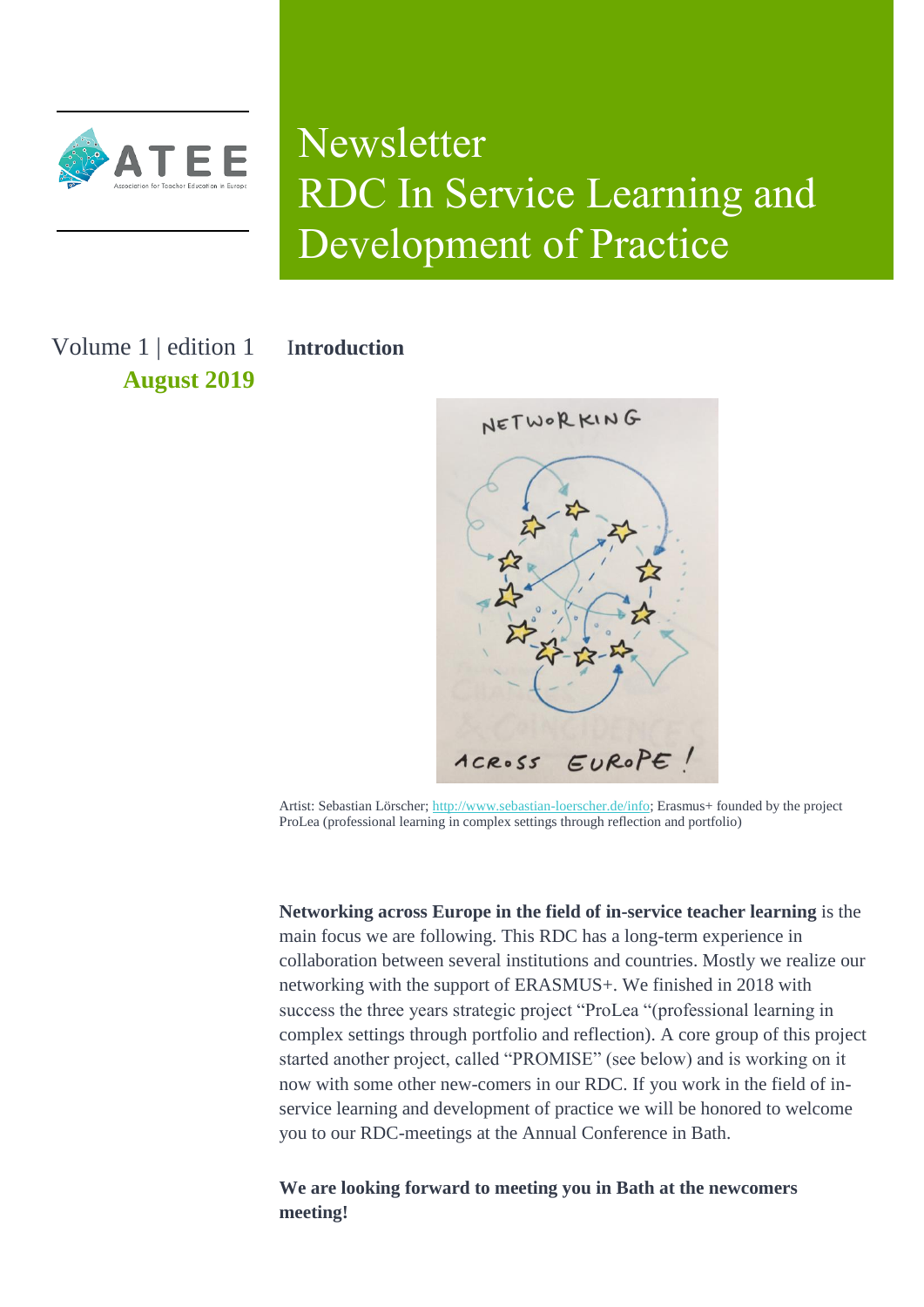# Newsletter
# RDC In Service Learning and Development of Practice

Volume 1 | edition 1
**August 2019**

## Introduction

Artist: Sebastian Lörscher; http://www.sebastian-loerscher.de/info; Erasmus+ founded by the project ProLea (professional learning in complex settings through reflection and portfolio)

**Networking across Europe in the field of in-service teacher learning** is the main focus we are following. This RDC has a long-term experience in collaboration between several institutions and countries. Mostly we realize our networking with the support of ERASMUS+. We finished in 2018 with success the three years strategic project "ProLea "(professional learning in complex settings through portfolio and reflection). A core group of this project started another project, called "PROMISE" (see below) and is working on it now with some other new-comers in our RDC. If you work in the field of in-service learning and development of practice we will be honored to welcome you to our RDC-meetings at the Annual Conference in Bath.

**We are looking forward to meeting you in Bath at the newcomers meeting!**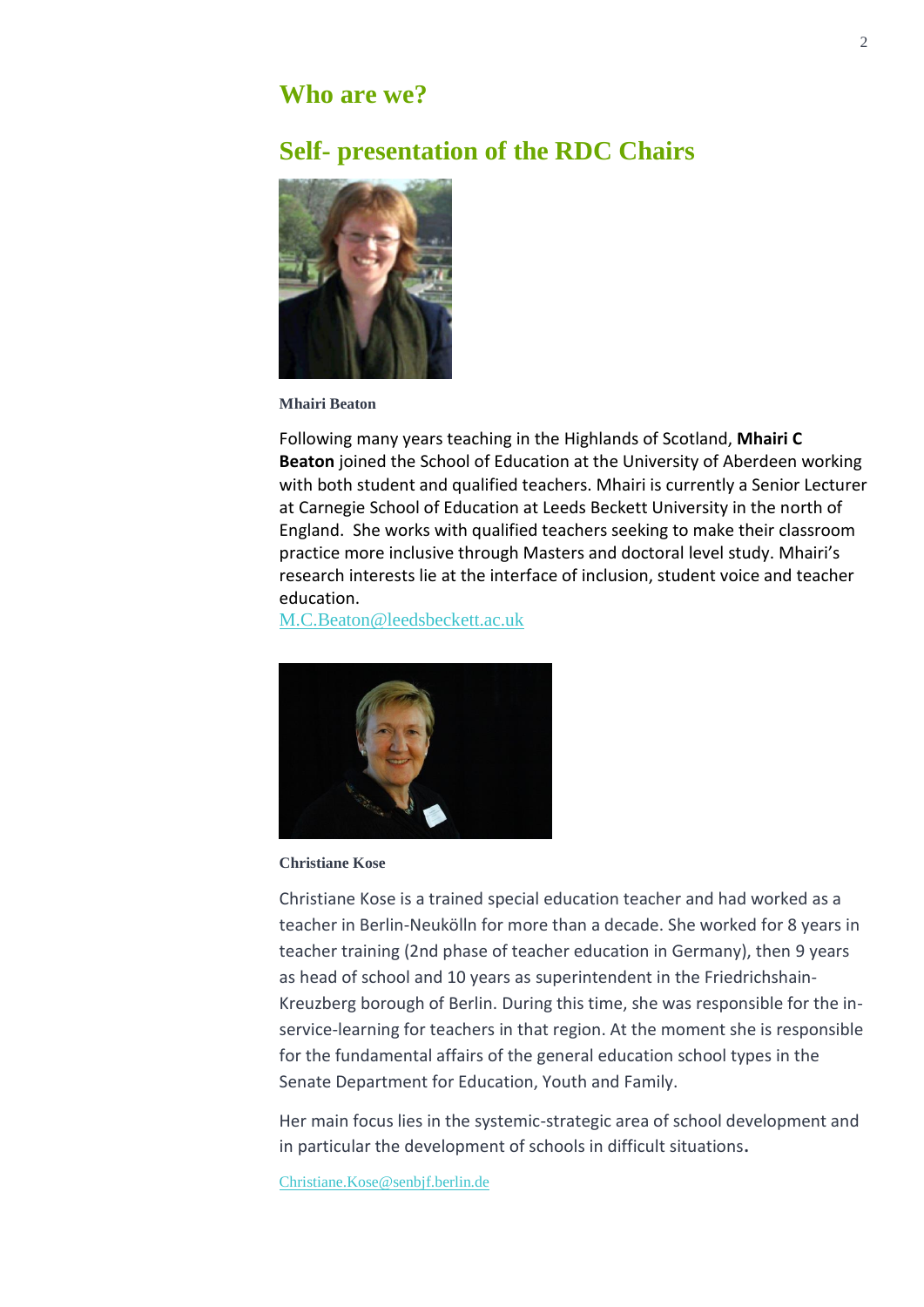# Who are we?

## Self- presentation of the RDC Chairs

**Mhairi Beaton**

Following many years teaching in the Highlands of Scotland, **Mhairi C Beaton** joined the School of Education at the University of Aberdeen working with both student and qualified teachers. Mhairi is currently a Senior Lecturer at Carnegie School of Education at Leeds Beckett University in the north of England. She works with qualified teachers seeking to make their classroom practice more inclusive through Masters and doctoral level study. Mhairi's research interests lie at the interface of inclusion, student voice and teacher education.

M.C.Beaton@leedsbeckett.ac.uk

**Christiane Kose**

Christiane Kose is a trained special education teacher and had worked as a teacher in Berlin-Neukölln for more than a decade. She worked for 8 years in teacher training (2nd phase of teacher education in Germany), then 9 years as head of school and 10 years as superintendent in the Friedrichshain-Kreuzberg borough of Berlin. During this time, she was responsible for the in-service-learning for teachers in that region. At the moment she is responsible for the fundamental affairs of the general education school types in the Senate Department for Education, Youth and Family.

Her main focus lies in the systemic-strategic area of school development and in particular the development of schools in difficult situations.

Christiane.Kose@senbjf.berlin.de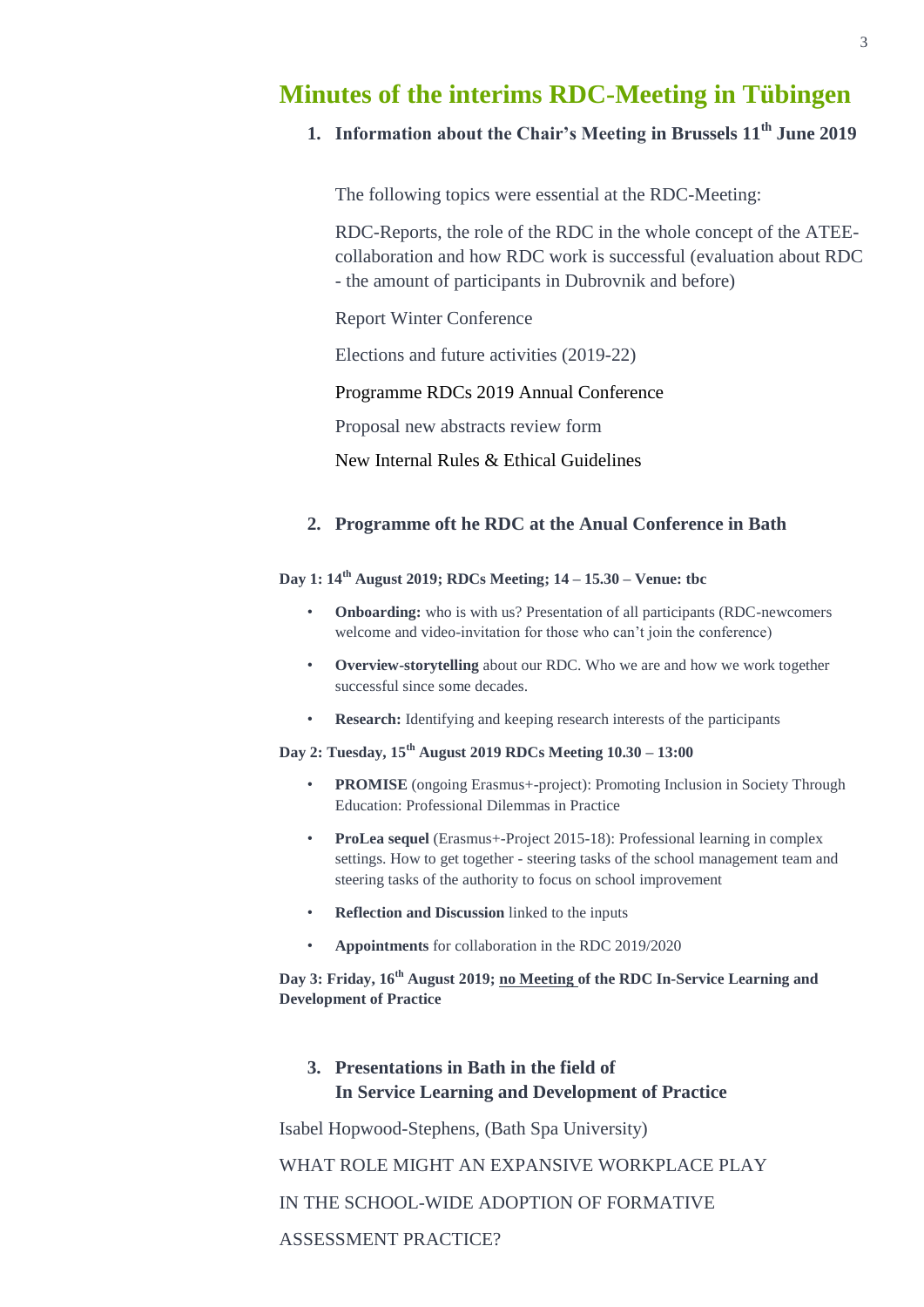# Minutes of the interims RDC-Meeting in Tübingen

## 1. Information about the Chair's Meeting in Brussels 11th June 2019

The following topics were essential at the RDC-Meeting:

RDC-Reports, the role of the RDC in the whole concept of the ATEE-collaboration and how RDC work is successful (evaluation about RDC - the amount of participants in Dubrovnik and before)

Report Winter Conference

Elections and future activities (2019-22)

Programme RDCs 2019 Annual Conference

Proposal new abstracts review form

New Internal Rules & Ethical Guidelines

## 2. Programme oft he RDC at the Anual Conference in Bath

**Day 1: 14th August 2019; RDCs Meeting; 14 – 15.30 – Venue: tbc**

- **Onboarding:** who is with us? Presentation of all participants (RDC-newcomers welcome and video-invitation for those who can't join the conference)
- **Overview-storytelling** about our RDC. Who we are and how we work together successful since some decades.
- **Research:** Identifying and keeping research interests of the participants

**Day 2: Tuesday, 15th August 2019 RDCs Meeting 10.30 – 13:00**

- **PROMISE** (ongoing Erasmus+-project): Promoting Inclusion in Society Through Education: Professional Dilemmas in Practice
- **ProLea sequel** (Erasmus+-Project 2015-18): Professional learning in complex settings. How to get together - steering tasks of the school management team and steering tasks of the authority to focus on school improvement
- **Reflection and Discussion** linked to the inputs
- **Appointments** for collaboration in the RDC 2019/2020

**Day 3: Friday, 16th August 2019; no Meeting of the RDC In-Service Learning and Development of Practice**

## 3. Presentations in Bath in the field of In Service Learning and Development of Practice

Isabel Hopwood-Stephens, (Bath Spa University)

WHAT ROLE MIGHT AN EXPANSIVE WORKPLACE PLAY

IN THE SCHOOL-WIDE ADOPTION OF FORMATIVE

ASSESSMENT PRACTICE?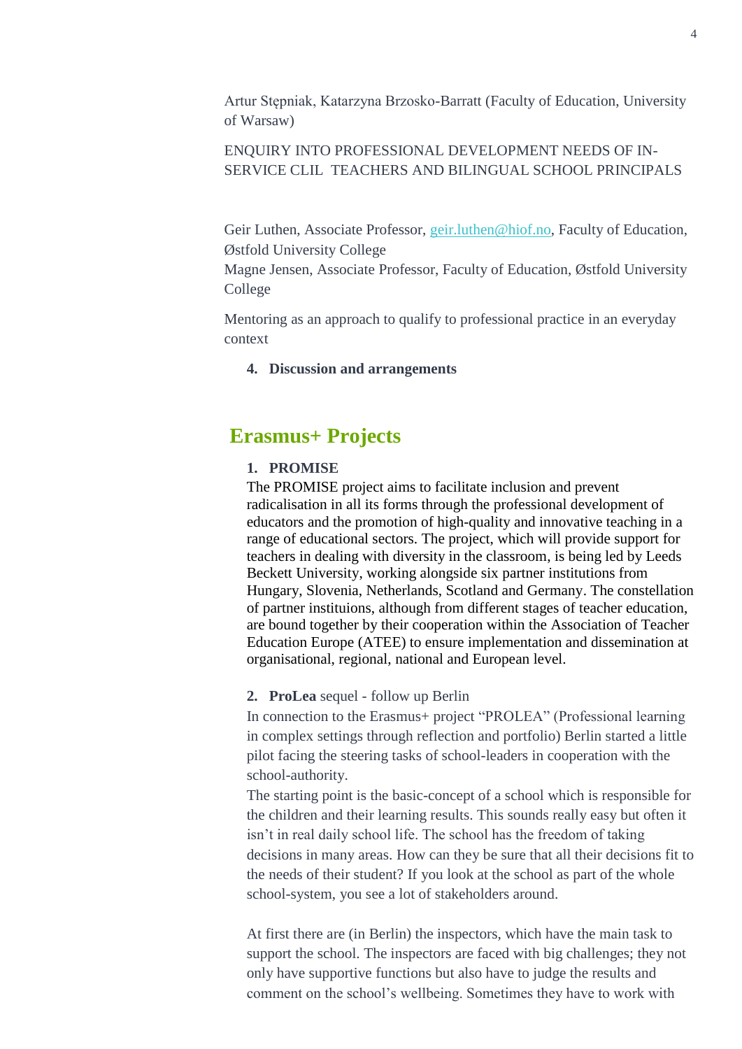Artur Stępniak, Katarzyna Brzosko-Barratt (Faculty of Education, University of Warsaw)

ENQUIRY INTO PROFESSIONAL DEVELOPMENT NEEDS OF IN-SERVICE CLIL TEACHERS AND BILINGUAL SCHOOL PRINCIPALS

Geir Luthen, Associate Professor, geir.luthen@hiof.no, Faculty of Education, Østfold University College
Magne Jensen, Associate Professor, Faculty of Education, Østfold University College

Mentoring as an approach to qualify to professional practice in an everyday context

4. **Discussion and arrangements**

## Erasmus+ Projects

1. **PROMISE**

The PROMISE project aims to facilitate inclusion and prevent radicalisation in all its forms through the professional development of educators and the promotion of high-quality and innovative teaching in a range of educational sectors. The project, which will provide support for teachers in dealing with diversity in the classroom, is being led by Leeds Beckett University, working alongside six partner institutions from Hungary, Slovenia, Netherlands, Scotland and Germany. The constellation of partner instituions, although from different stages of teacher education, are bound together by their cooperation within the Association of Teacher Education Europe (ATEE) to ensure implementation and dissemination at organisational, regional, national and European level.

2. **ProLea** sequel - follow up Berlin

In connection to the Erasmus+ project "PROLEA" (Professional learning in complex settings through reflection and portfolio) Berlin started a little pilot facing the steering tasks of school-leaders in cooperation with the school-authority.

The starting point is the basic-concept of a school which is responsible for the children and their learning results. This sounds really easy but often it isn't in real daily school life. The school has the freedom of taking decisions in many areas. How can they be sure that all their decisions fit to the needs of their student? If you look at the school as part of the whole school-system, you see a lot of stakeholders around.

At first there are (in Berlin) the inspectors, which have the main task to support the school. The inspectors are faced with big challenges; they not only have supportive functions but also have to judge the results and comment on the school's wellbeing. Sometimes they have to work with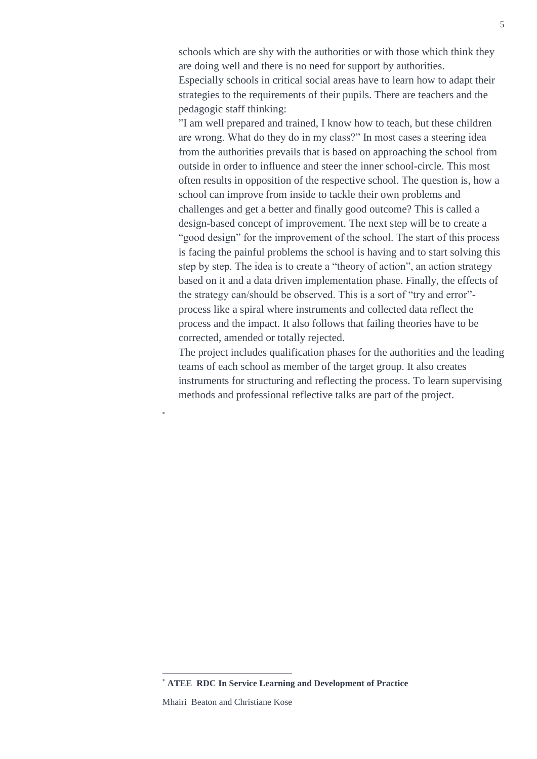schools which are shy with the authorities or with those which think they are doing well and there is no need for support by authorities.

Especially schools in critical social areas have to learn how to adapt their strategies to the requirements of their pupils. There are teachers and the pedagogic staff thinking:

"I am well prepared and trained, I know how to teach, but these children are wrong. What do they do in my class?" In most cases a steering idea from the authorities prevails that is based on approaching the school from outside in order to influence and steer the inner school-circle. This most often results in opposition of the respective school. The question is, how a school can improve from inside to tackle their own problems and challenges and get a better and finally good outcome? This is called a design-based concept of improvement. The next step will be to create a "good design" for the improvement of the school. The start of this process is facing the painful problems the school is having and to start solving this step by step. The idea is to create a "theory of action", an action strategy based on it and a data driven implementation phase. Finally, the effects of the strategy can/should be observed. This is a sort of "try and error"-process like a spiral where instruments and collected data reflect the process and the impact. It also follows that failing theories have to be corrected, amended or totally rejected.

The project includes qualification phases for the authorities and the leading teams of each school as member of the target group. It also creates instruments for structuring and reflecting the process. To learn supervising methods and professional reflective talks are part of the project.

[*] **ATEE RDC In Service Learning and Development of Practice**

Mhairi Beaton and Christiane Kose